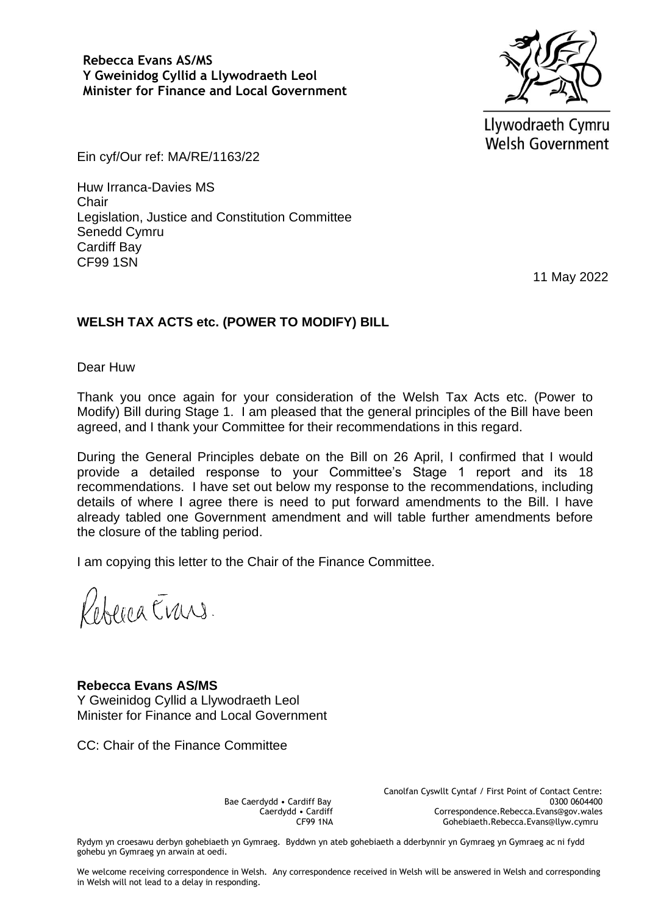**Rebecca Evans AS/MS**
**Y Gweinidog Cyllid a Llywodraeth Leol**
**Minister for Finance and Local Government**

Llywodraeth Cymru
Welsh Government

Ein cyf/Our ref: MA/RE/1163/22

Huw Irranca-Davies MS
Chair
Legislation, Justice and Constitution Committee
Senedd Cymru
Cardiff Bay
CF99 1SN

11 May 2022

**WELSH TAX ACTS etc. (POWER TO MODIFY) BILL**

Dear Huw

Thank you once again for your consideration of the Welsh Tax Acts etc. (Power to Modify) Bill during Stage 1. I am pleased that the general principles of the Bill have been agreed, and I thank your Committee for their recommendations in this regard.

During the General Principles debate on the Bill on 26 April, I confirmed that I would provide a detailed response to your Committee's Stage 1 report and its 18 recommendations. I have set out below my response to the recommendations, including details of where I agree there is need to put forward amendments to the Bill. I have already tabled one Government amendment and will table further amendments before the closure of the tabling period.

I am copying this letter to the Chair of the Finance Committee.

Rebecca Evans.

**Rebecca Evans AS/MS**
Y Gweinidog Cyllid a Llywodraeth Leol
Minister for Finance and Local Government

CC: Chair of the Finance Committee

Bae Caerdydd • Cardiff Bay
Caerdydd • Cardiff
CF99 1NA

Canolfan Cyswllt Cyntaf / First Point of Contact Centre:
0300 0604400
Correspondence.Rebecca.Evans@gov.wales
Gohebiaeth.Rebecca.Evans@llyw.cymru

Rydym yn croesawu derbyn gohebiaeth yn Gymraeg. Byddwn yn ateb gohebiaeth a dderbynnir yn Gymraeg yn Gymraeg ac ni fydd gohebu yn Gymraeg yn arwain at oedi.

We welcome receiving correspondence in Welsh. Any correspondence received in Welsh will be answered in Welsh and corresponding in Welsh will not lead to a delay in responding.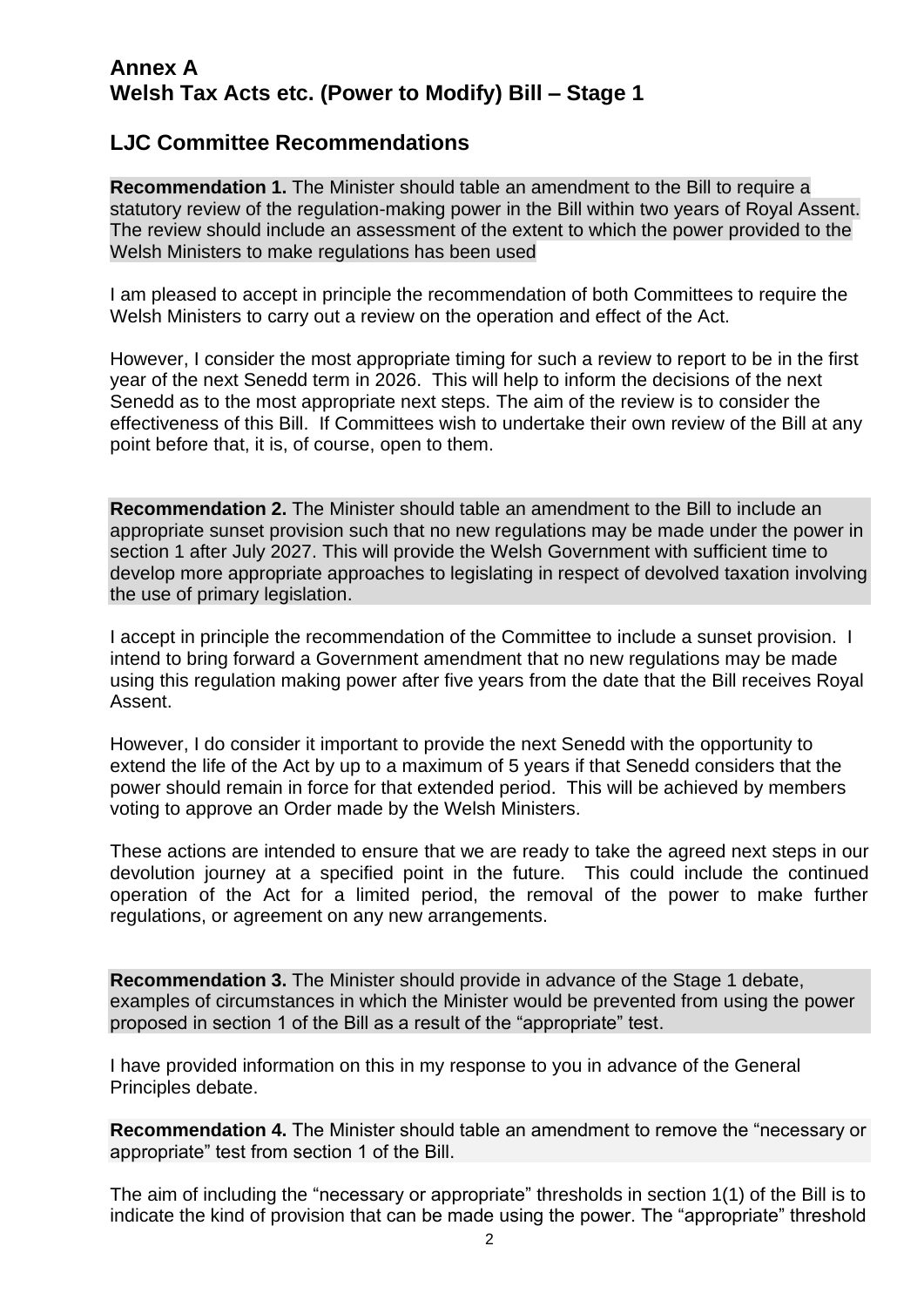## Annex A
## Welsh Tax Acts etc. (Power to Modify) Bill – Stage 1

## LJC Committee Recommendations

**Recommendation 1.** The Minister should table an amendment to the Bill to require a statutory review of the regulation-making power in the Bill within two years of Royal Assent. The review should include an assessment of the extent to which the power provided to the Welsh Ministers to make regulations has been used

I am pleased to accept in principle the recommendation of both Committees to require the Welsh Ministers to carry out a review on the operation and effect of the Act.

However, I consider the most appropriate timing for such a review to report to be in the first year of the next Senedd term in 2026. This will help to inform the decisions of the next Senedd as to the most appropriate next steps. The aim of the review is to consider the effectiveness of this Bill. If Committees wish to undertake their own review of the Bill at any point before that, it is, of course, open to them.

**Recommendation 2.** The Minister should table an amendment to the Bill to include an appropriate sunset provision such that no new regulations may be made under the power in section 1 after July 2027. This will provide the Welsh Government with sufficient time to develop more appropriate approaches to legislating in respect of devolved taxation involving the use of primary legislation.

I accept in principle the recommendation of the Committee to include a sunset provision. I intend to bring forward a Government amendment that no new regulations may be made using this regulation making power after five years from the date that the Bill receives Royal Assent.

However, I do consider it important to provide the next Senedd with the opportunity to extend the life of the Act by up to a maximum of 5 years if that Senedd considers that the power should remain in force for that extended period. This will be achieved by members voting to approve an Order made by the Welsh Ministers.

These actions are intended to ensure that we are ready to take the agreed next steps in our devolution journey at a specified point in the future. This could include the continued operation of the Act for a limited period, the removal of the power to make further regulations, or agreement on any new arrangements.

**Recommendation 3.** The Minister should provide in advance of the Stage 1 debate, examples of circumstances in which the Minister would be prevented from using the power proposed in section 1 of the Bill as a result of the "appropriate" test.

I have provided information on this in my response to you in advance of the General Principles debate.

**Recommendation 4.** The Minister should table an amendment to remove the "necessary or appropriate" test from section 1 of the Bill.

The aim of including the "necessary or appropriate" thresholds in section 1(1) of the Bill is to indicate the kind of provision that can be made using the power. The "appropriate" threshold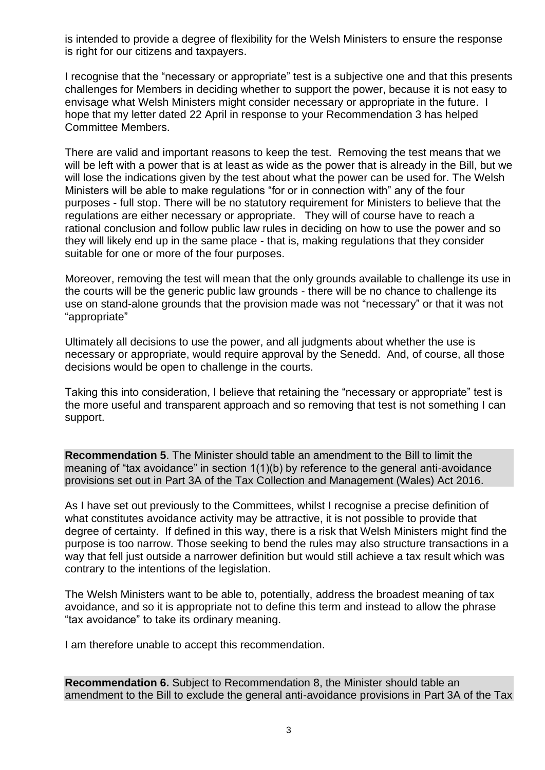is intended to provide a degree of flexibility for the Welsh Ministers to ensure the response is right for our citizens and taxpayers.

I recognise that the "necessary or appropriate" test is a subjective one and that this presents challenges for Members in deciding whether to support the power, because it is not easy to envisage what Welsh Ministers might consider necessary or appropriate in the future. I hope that my letter dated 22 April in response to your Recommendation 3 has helped Committee Members.

There are valid and important reasons to keep the test. Removing the test means that we will be left with a power that is at least as wide as the power that is already in the Bill, but we will lose the indications given by the test about what the power can be used for. The Welsh Ministers will be able to make regulations "for or in connection with" any of the four purposes - full stop. There will be no statutory requirement for Ministers to believe that the regulations are either necessary or appropriate. They will of course have to reach a rational conclusion and follow public law rules in deciding on how to use the power and so they will likely end up in the same place - that is, making regulations that they consider suitable for one or more of the four purposes.

Moreover, removing the test will mean that the only grounds available to challenge its use in the courts will be the generic public law grounds - there will be no chance to challenge its use on stand-alone grounds that the provision made was not "necessary" or that it was not "appropriate"

Ultimately all decisions to use the power, and all judgments about whether the use is necessary or appropriate, would require approval by the Senedd. And, of course, all those decisions would be open to challenge in the courts.

Taking this into consideration, I believe that retaining the "necessary or appropriate" test is the more useful and transparent approach and so removing that test is not something I can support.

**Recommendation 5**. The Minister should table an amendment to the Bill to limit the meaning of "tax avoidance" in section 1(1)(b) by reference to the general anti-avoidance provisions set out in Part 3A of the Tax Collection and Management (Wales) Act 2016.

As I have set out previously to the Committees, whilst I recognise a precise definition of what constitutes avoidance activity may be attractive, it is not possible to provide that degree of certainty. If defined in this way, there is a risk that Welsh Ministers might find the purpose is too narrow. Those seeking to bend the rules may also structure transactions in a way that fell just outside a narrower definition but would still achieve a tax result which was contrary to the intentions of the legislation.

The Welsh Ministers want to be able to, potentially, address the broadest meaning of tax avoidance, and so it is appropriate not to define this term and instead to allow the phrase "tax avoidance" to take its ordinary meaning.

I am therefore unable to accept this recommendation.

**Recommendation 6.** Subject to Recommendation 8, the Minister should table an amendment to the Bill to exclude the general anti-avoidance provisions in Part 3A of the Tax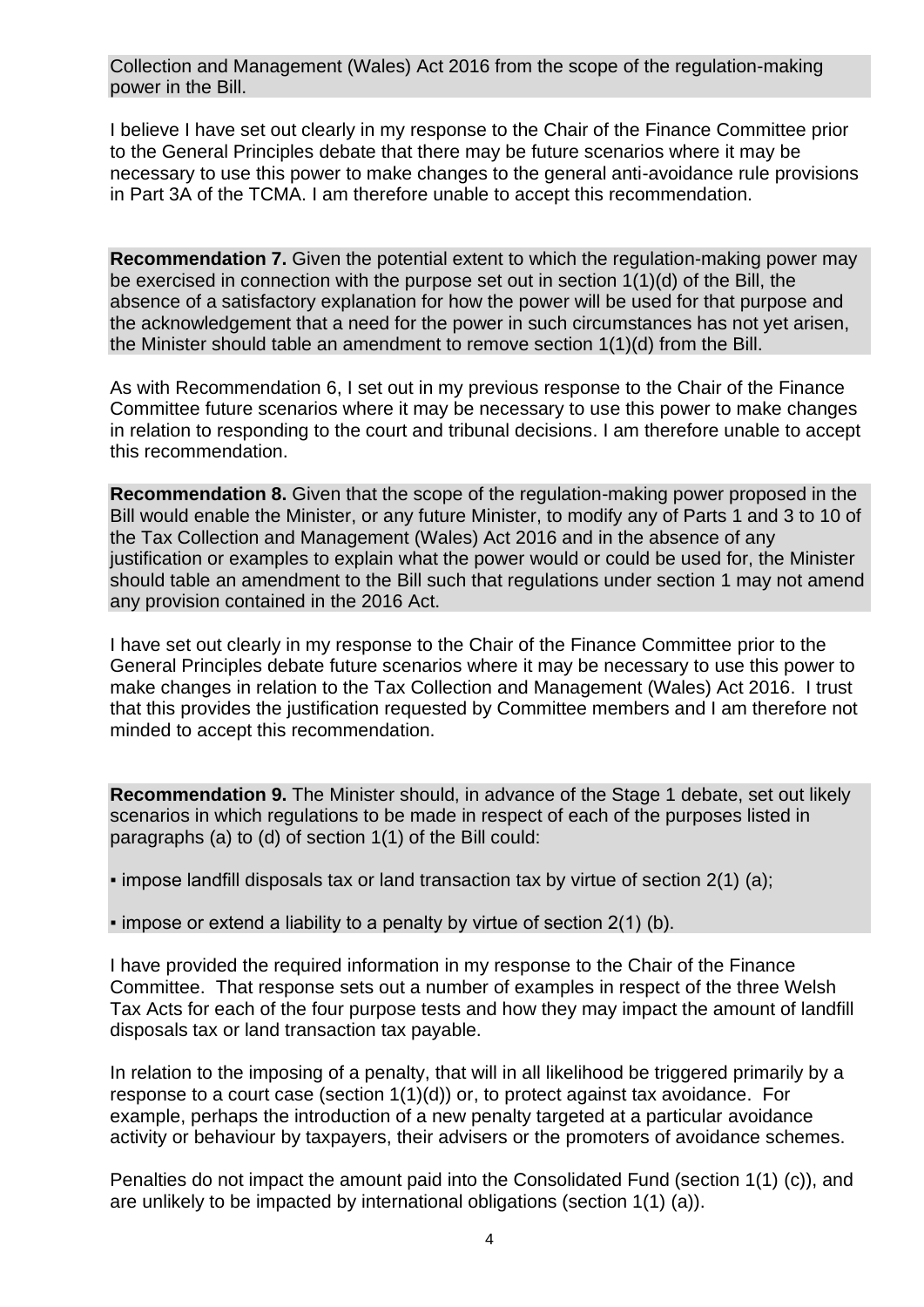Collection and Management (Wales) Act 2016 from the scope of the regulation-making power in the Bill.

I believe I have set out clearly in my response to the Chair of the Finance Committee prior to the General Principles debate that there may be future scenarios where it may be necessary to use this power to make changes to the general anti-avoidance rule provisions in Part 3A of the TCMA. I am therefore unable to accept this recommendation.

**Recommendation 7.** Given the potential extent to which the regulation-making power may be exercised in connection with the purpose set out in section 1(1)(d) of the Bill, the absence of a satisfactory explanation for how the power will be used for that purpose and the acknowledgement that a need for the power in such circumstances has not yet arisen, the Minister should table an amendment to remove section 1(1)(d) from the Bill.

As with Recommendation 6, I set out in my previous response to the Chair of the Finance Committee future scenarios where it may be necessary to use this power to make changes in relation to responding to the court and tribunal decisions. I am therefore unable to accept this recommendation.

**Recommendation 8.** Given that the scope of the regulation-making power proposed in the Bill would enable the Minister, or any future Minister, to modify any of Parts 1 and 3 to 10 of the Tax Collection and Management (Wales) Act 2016 and in the absence of any justification or examples to explain what the power would or could be used for, the Minister should table an amendment to the Bill such that regulations under section 1 may not amend any provision contained in the 2016 Act.

I have set out clearly in my response to the Chair of the Finance Committee prior to the General Principles debate future scenarios where it may be necessary to use this power to make changes in relation to the Tax Collection and Management (Wales) Act 2016. I trust that this provides the justification requested by Committee members and I am therefore not minded to accept this recommendation.

**Recommendation 9.** The Minister should, in advance of the Stage 1 debate, set out likely scenarios in which regulations to be made in respect of each of the purposes listed in paragraphs (a) to (d) of section 1(1) of the Bill could:

- impose landfill disposals tax or land transaction tax by virtue of section 2(1) (a);
- impose or extend a liability to a penalty by virtue of section 2(1) (b).

I have provided the required information in my response to the Chair of the Finance Committee. That response sets out a number of examples in respect of the three Welsh Tax Acts for each of the four purpose tests and how they may impact the amount of landfill disposals tax or land transaction tax payable.

In relation to the imposing of a penalty, that will in all likelihood be triggered primarily by a response to a court case (section 1(1)(d)) or, to protect against tax avoidance. For example, perhaps the introduction of a new penalty targeted at a particular avoidance activity or behaviour by taxpayers, their advisers or the promoters of avoidance schemes.

Penalties do not impact the amount paid into the Consolidated Fund (section 1(1) (c)), and are unlikely to be impacted by international obligations (section 1(1) (a)).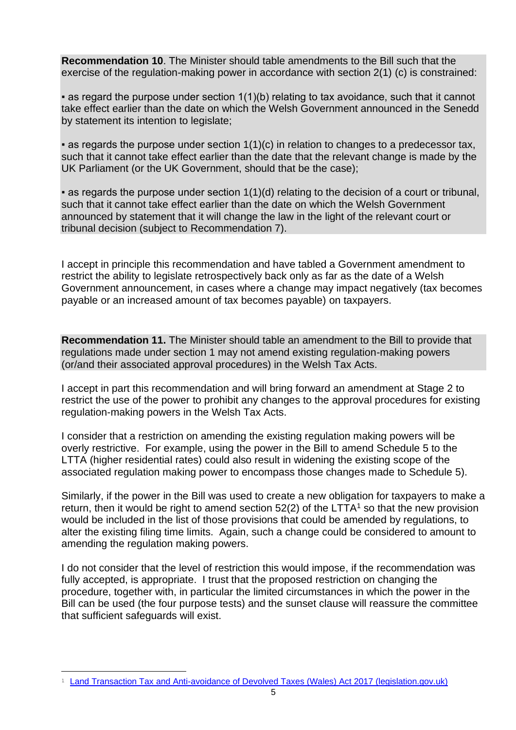**Recommendation 10**. The Minister should table amendments to the Bill such that the exercise of the regulation-making power in accordance with section 2(1) (c) is constrained:

▪ as regard the purpose under section 1(1)(b) relating to tax avoidance, such that it cannot take effect earlier than the date on which the Welsh Government announced in the Senedd by statement its intention to legislate;

▪ as regards the purpose under section 1(1)(c) in relation to changes to a predecessor tax, such that it cannot take effect earlier than the date that the relevant change is made by the UK Parliament (or the UK Government, should that be the case);

▪ as regards the purpose under section 1(1)(d) relating to the decision of a court or tribunal, such that it cannot take effect earlier than the date on which the Welsh Government announced by statement that it will change the law in the light of the relevant court or tribunal decision (subject to Recommendation 7).

I accept in principle this recommendation and have tabled a Government amendment to restrict the ability to legislate retrospectively back only as far as the date of a Welsh Government announcement, in cases where a change may impact negatively (tax becomes payable or an increased amount of tax becomes payable) on taxpayers.

**Recommendation 11.** The Minister should table an amendment to the Bill to provide that regulations made under section 1 may not amend existing regulation-making powers (or/and their associated approval procedures) in the Welsh Tax Acts.

I accept in part this recommendation and will bring forward an amendment at Stage 2 to restrict the use of the power to prohibit any changes to the approval procedures for existing regulation-making powers in the Welsh Tax Acts.

I consider that a restriction on amending the existing regulation making powers will be overly restrictive. For example, using the power in the Bill to amend Schedule 5 to the LTTA (higher residential rates) could also result in widening the existing scope of the associated regulation making power to encompass those changes made to Schedule 5).

Similarly, if the power in the Bill was used to create a new obligation for taxpayers to make a return, then it would be right to amend section 52(2) of the LTTA[1] so that the new provision would be included in the list of those provisions that could be amended by regulations, to alter the existing filing time limits. Again, such a change could be considered to amount to amending the regulation making powers.

I do not consider that the level of restriction this would impose, if the recommendation was fully accepted, is appropriate. I trust that the proposed restriction on changing the procedure, together with, in particular the limited circumstances in which the power in the Bill can be used (the four purpose tests) and the sunset clause will reassure the committee that sufficient safeguards will exist.

---

[1] Land Transaction Tax and Anti-avoidance of Devolved Taxes (Wales) Act 2017 (legislation.gov.uk)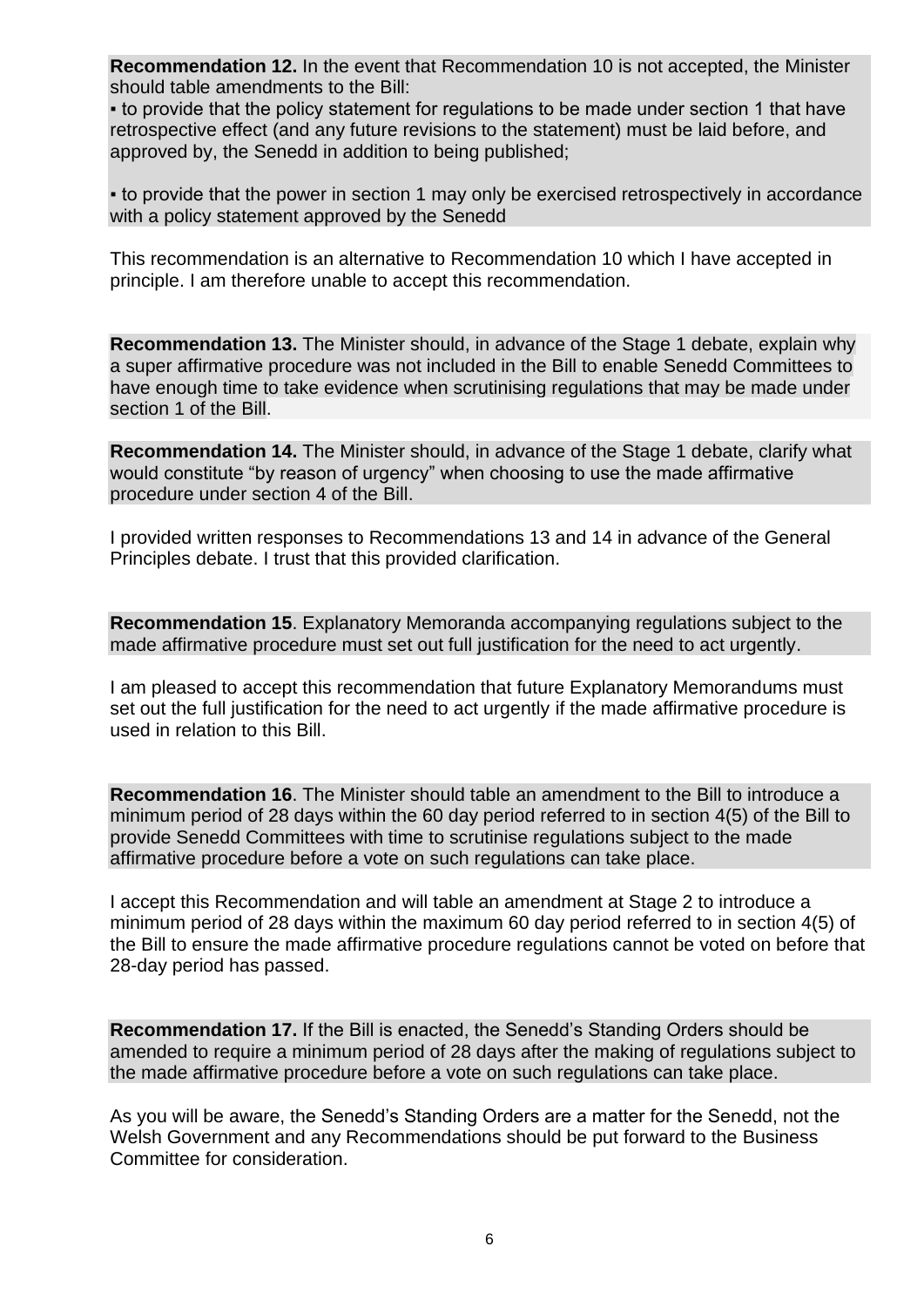**Recommendation 12.** In the event that Recommendation 10 is not accepted, the Minister should table amendments to the Bill:

▪ to provide that the policy statement for regulations to be made under section 1 that have retrospective effect (and any future revisions to the statement) must be laid before, and approved by, the Senedd in addition to being published;

▪ to provide that the power in section 1 may only be exercised retrospectively in accordance with a policy statement approved by the Senedd

This recommendation is an alternative to Recommendation 10 which I have accepted in principle. I am therefore unable to accept this recommendation.

**Recommendation 13.** The Minister should, in advance of the Stage 1 debate, explain why a super affirmative procedure was not included in the Bill to enable Senedd Committees to have enough time to take evidence when scrutinising regulations that may be made under section 1 of the Bill.

**Recommendation 14.** The Minister should, in advance of the Stage 1 debate, clarify what would constitute "by reason of urgency" when choosing to use the made affirmative procedure under section 4 of the Bill.

I provided written responses to Recommendations 13 and 14 in advance of the General Principles debate. I trust that this provided clarification.

**Recommendation 15**. Explanatory Memoranda accompanying regulations subject to the made affirmative procedure must set out full justification for the need to act urgently.

I am pleased to accept this recommendation that future Explanatory Memorandums must set out the full justification for the need to act urgently if the made affirmative procedure is used in relation to this Bill.

**Recommendation 16**. The Minister should table an amendment to the Bill to introduce a minimum period of 28 days within the 60 day period referred to in section 4(5) of the Bill to provide Senedd Committees with time to scrutinise regulations subject to the made affirmative procedure before a vote on such regulations can take place.

I accept this Recommendation and will table an amendment at Stage 2 to introduce a minimum period of 28 days within the maximum 60 day period referred to in section 4(5) of the Bill to ensure the made affirmative procedure regulations cannot be voted on before that 28-day period has passed.

**Recommendation 17.** If the Bill is enacted, the Senedd's Standing Orders should be amended to require a minimum period of 28 days after the making of regulations subject to the made affirmative procedure before a vote on such regulations can take place.

As you will be aware, the Senedd's Standing Orders are a matter for the Senedd, not the Welsh Government and any Recommendations should be put forward to the Business Committee for consideration.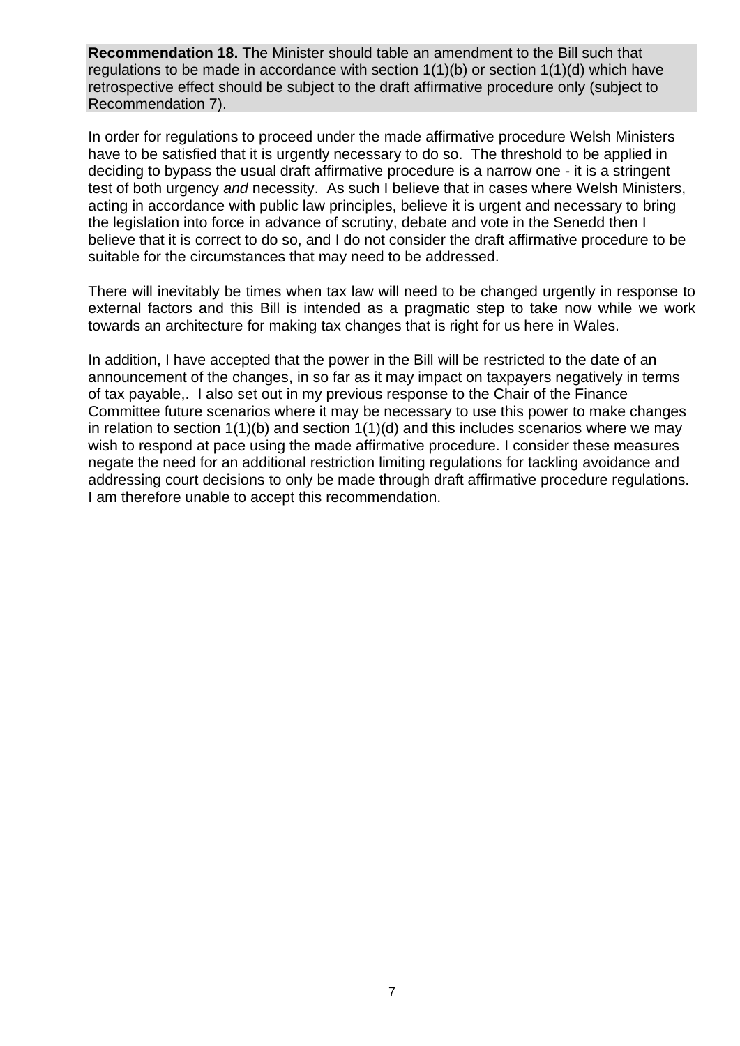**Recommendation 18.** The Minister should table an amendment to the Bill such that regulations to be made in accordance with section 1(1)(b) or section 1(1)(d) which have retrospective effect should be subject to the draft affirmative procedure only (subject to Recommendation 7).

In order for regulations to proceed under the made affirmative procedure Welsh Ministers have to be satisfied that it is urgently necessary to do so. The threshold to be applied in deciding to bypass the usual draft affirmative procedure is a narrow one - it is a stringent test of both urgency *and* necessity. As such I believe that in cases where Welsh Ministers, acting in accordance with public law principles, believe it is urgent and necessary to bring the legislation into force in advance of scrutiny, debate and vote in the Senedd then I believe that it is correct to do so, and I do not consider the draft affirmative procedure to be suitable for the circumstances that may need to be addressed.

There will inevitably be times when tax law will need to be changed urgently in response to external factors and this Bill is intended as a pragmatic step to take now while we work towards an architecture for making tax changes that is right for us here in Wales.

In addition, I have accepted that the power in the Bill will be restricted to the date of an announcement of the changes, in so far as it may impact on taxpayers negatively in terms of tax payable,. I also set out in my previous response to the Chair of the Finance Committee future scenarios where it may be necessary to use this power to make changes in relation to section 1(1)(b) and section 1(1)(d) and this includes scenarios where we may wish to respond at pace using the made affirmative procedure. I consider these measures negate the need for an additional restriction limiting regulations for tackling avoidance and addressing court decisions to only be made through draft affirmative procedure regulations. I am therefore unable to accept this recommendation.